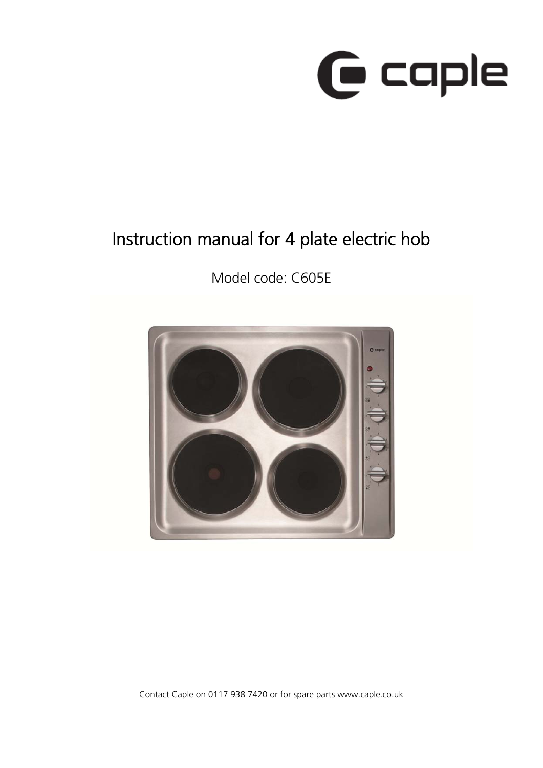# Instruction manual for 4 plate electric hob

Model code: C605E

Contact Caple on 0117 938 7420 or for spare parts www.caple.co.uk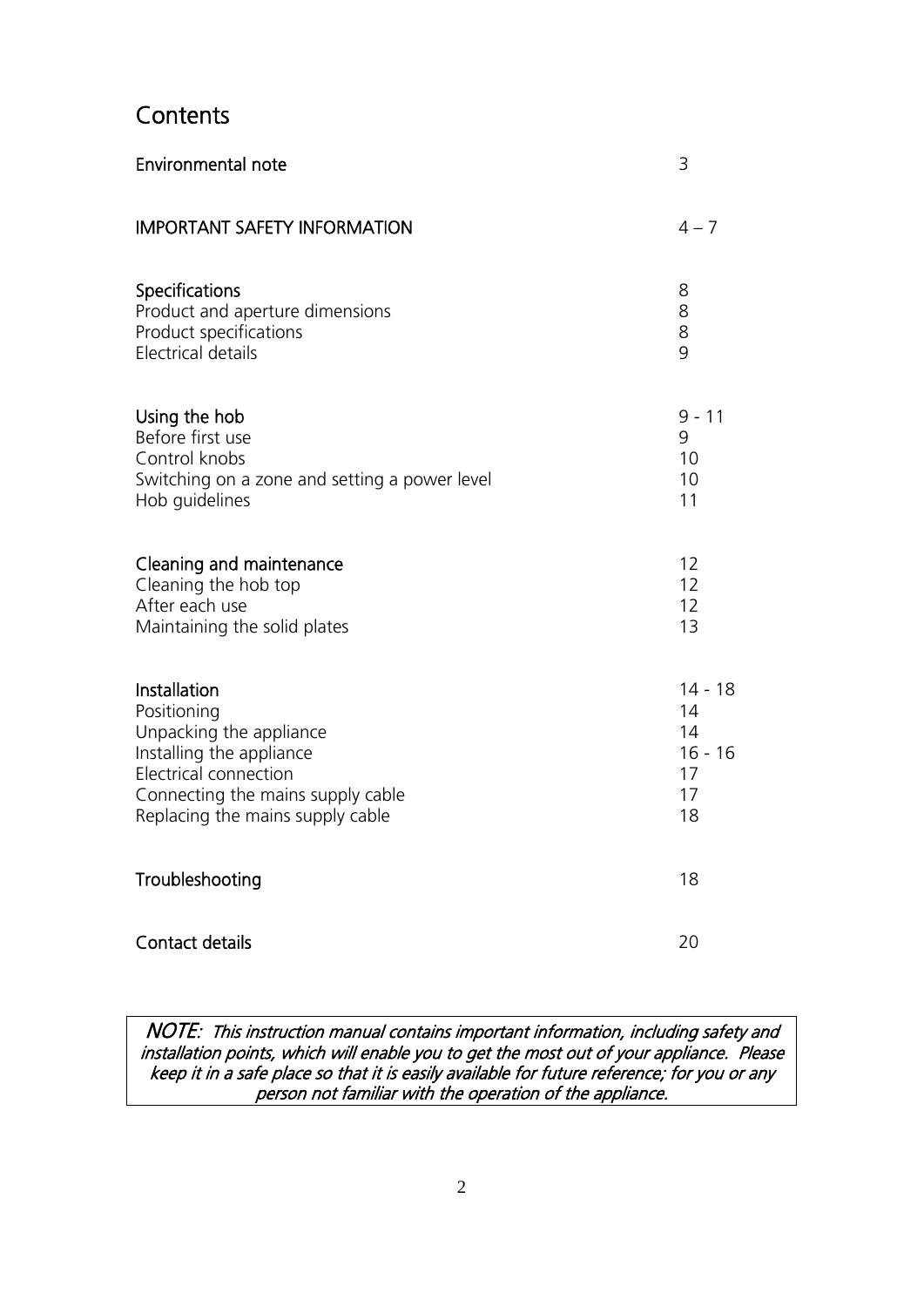# Contents

| | |
|---|---|
| **Environmental note** | 3 |
| **IMPORTANT SAFETY INFORMATION** | 4 – 7 |
| **Specifications** | 8 |
| Product and aperture dimensions | 8 |
| Product specifications | 8 |
| Electrical details | 9 |
| **Using the hob** | 9 - 11 |
| Before first use | 9 |
| Control knobs | 10 |
| Switching on a zone and setting a power level | 10 |
| Hob guidelines | 11 |
| **Cleaning and maintenance** | 12 |
| Cleaning the hob top | 12 |
| After each use | 12 |
| Maintaining the solid plates | 13 |
| **Installation** | 14 - 18 |
| Positioning | 14 |
| Unpacking the appliance | 14 |
| Installing the appliance | 16 - 16 |
| Electrical connection | 17 |
| Connecting the mains supply cable | 17 |
| Replacing the mains supply cable | 18 |
| **Troubleshooting** | 18 |
| **Contact details** | 20 |

*NOTE: This instruction manual contains important information, including safety and installation points, which will enable you to get the most out of your appliance. Please keep it in a safe place so that it is easily available for future reference; for you or any person not familiar with the operation of the appliance.*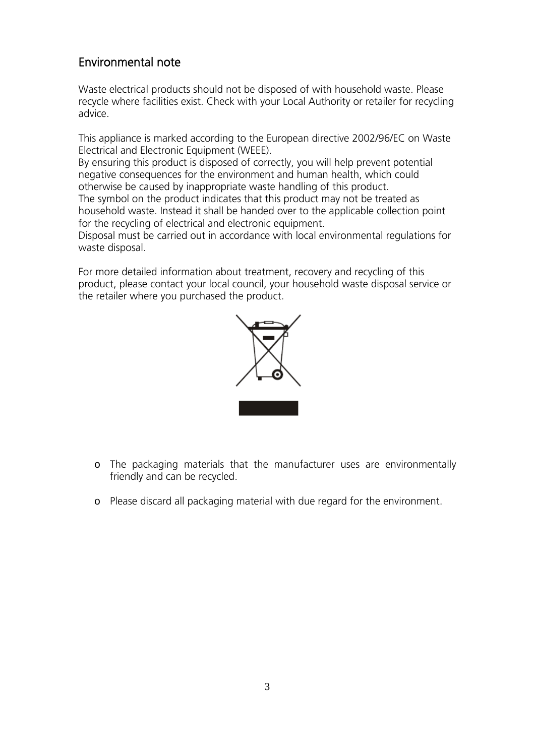## Environmental note

Waste electrical products should not be disposed of with household waste. Please recycle where facilities exist. Check with your Local Authority or retailer for recycling advice.

This appliance is marked according to the European directive 2002/96/EC on Waste Electrical and Electronic Equipment (WEEE).
By ensuring this product is disposed of correctly, you will help prevent potential negative consequences for the environment and human health, which could otherwise be caused by inappropriate waste handling of this product.
The symbol on the product indicates that this product may not be treated as household waste. Instead it shall be handed over to the applicable collection point for the recycling of electrical and electronic equipment.
Disposal must be carried out in accordance with local environmental regulations for waste disposal.

For more detailed information about treatment, recovery and recycling of this product, please contact your local council, your household waste disposal service or the retailer where you purchased the product.

- The packaging materials that the manufacturer uses are environmentally friendly and can be recycled.
- Please discard all packaging material with due regard for the environment.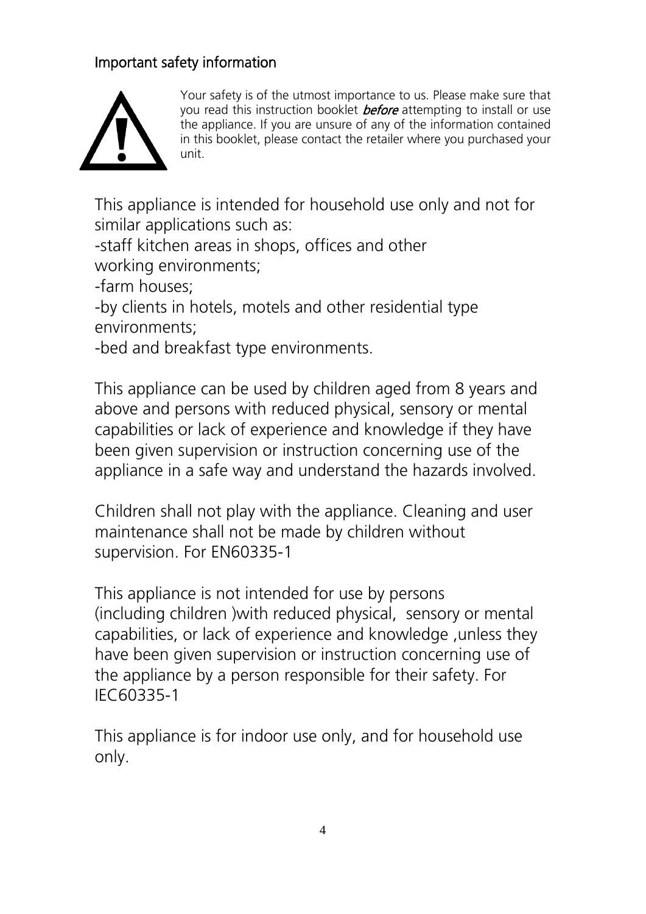## Important safety information

Your safety is of the utmost importance to us. Please make sure that you read this instruction booklet ***before*** attempting to install or use the appliance. If you are unsure of any of the information contained in this booklet, please contact the retailer where you purchased your unit.

This appliance is intended for household use only and not for similar applications such as:
-staff kitchen areas in shops, offices and other working environments;
-farm houses;
-by clients in hotels, motels and other residential type environments;
-bed and breakfast type environments.

This appliance can be used by children aged from 8 years and above and persons with reduced physical, sensory or mental capabilities or lack of experience and knowledge if they have been given supervision or instruction concerning use of the appliance in a safe way and understand the hazards involved.

Children shall not play with the appliance. Cleaning and user maintenance shall not be made by children without supervision. For EN60335-1

This appliance is not intended for use by persons (including children )with reduced physical, sensory or mental capabilities, or lack of experience and knowledge ,unless they have been given supervision or instruction concerning use of the appliance by a person responsible for their safety. For IEC60335-1

This appliance is for indoor use only, and for household use only.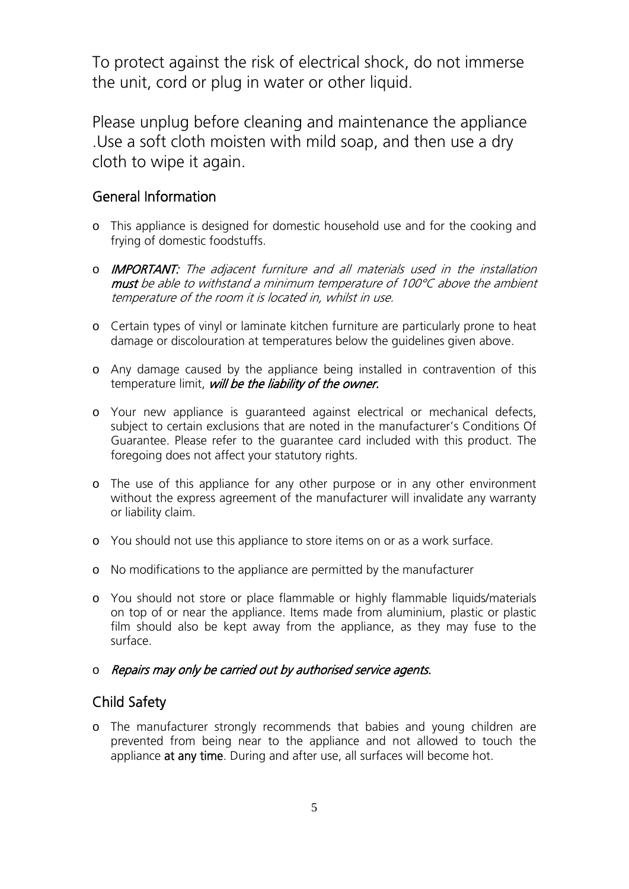To protect against the risk of electrical shock, do not immerse the unit, cord or plug in water or other liquid.

Please unplug before cleaning and maintenance the appliance .Use a soft cloth moisten with mild soap, and then use a dry cloth to wipe it again.

## General Information

- This appliance is designed for domestic household use and for the cooking and frying of domestic foodstuffs.
- ***IMPORTANT:*** *The adjacent furniture and all materials used in the installation* ***must*** *be able to withstand a minimum temperature of 100°C above the ambient temperature of the room it is located in, whilst in use.*
- Certain types of vinyl or laminate kitchen furniture are particularly prone to heat damage or discolouration at temperatures below the guidelines given above.
- Any damage caused by the appliance being installed in contravention of this temperature limit, ***will be the liability of the owner.***
- Your new appliance is guaranteed against electrical or mechanical defects, subject to certain exclusions that are noted in the manufacturer's Conditions Of Guarantee. Please refer to the guarantee card included with this product. The foregoing does not affect your statutory rights.
- The use of this appliance for any other purpose or in any other environment without the express agreement of the manufacturer will invalidate any warranty or liability claim.
- You should not use this appliance to store items on or as a work surface.
- No modifications to the appliance are permitted by the manufacturer
- You should not store or place flammable or highly flammable liquids/materials on top of or near the appliance. Items made from aluminium, plastic or plastic film should also be kept away from the appliance, as they may fuse to the surface.
- ***Repairs may only be carried out by authorised service agents.***

## Child Safety

- The manufacturer strongly recommends that babies and young children are prevented from being near to the appliance and not allowed to touch the appliance **at any time**. During and after use, all surfaces will become hot.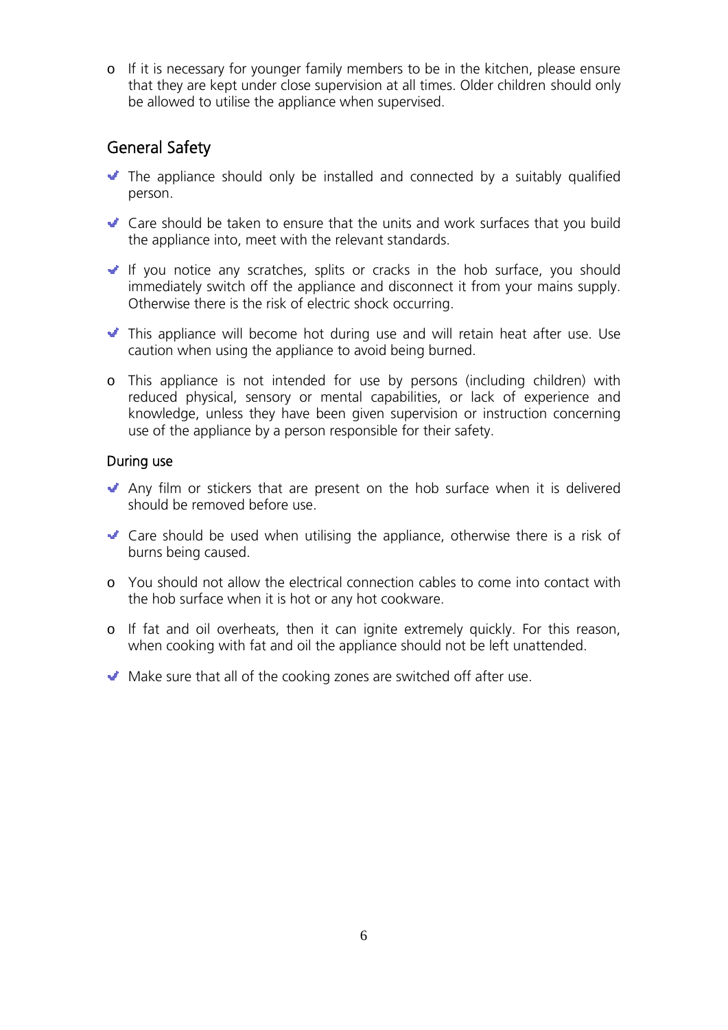- If it is necessary for younger family members to be in the kitchen, please ensure that they are kept under close supervision at all times. Older children should only be allowed to utilise the appliance when supervised.

## General Safety

- ✔ The appliance should only be installed and connected by a suitably qualified person.
- ✔ Care should be taken to ensure that the units and work surfaces that you build the appliance into, meet with the relevant standards.
- ✔ If you notice any scratches, splits or cracks in the hob surface, you should immediately switch off the appliance and disconnect it from your mains supply. Otherwise there is the risk of electric shock occurring.
- ✔ This appliance will become hot during use and will retain heat after use. Use caution when using the appliance to avoid being burned.
- This appliance is not intended for use by persons (including children) with reduced physical, sensory or mental capabilities, or lack of experience and knowledge, unless they have been given supervision or instruction concerning use of the appliance by a person responsible for their safety.

### During use

- ✔ Any film or stickers that are present on the hob surface when it is delivered should be removed before use.
- ✔ Care should be used when utilising the appliance, otherwise there is a risk of burns being caused.
- You should not allow the electrical connection cables to come into contact with the hob surface when it is hot or any hot cookware.
- If fat and oil overheats, then it can ignite extremely quickly. For this reason, when cooking with fat and oil the appliance should not be left unattended.
- ✔ Make sure that all of the cooking zones are switched off after use.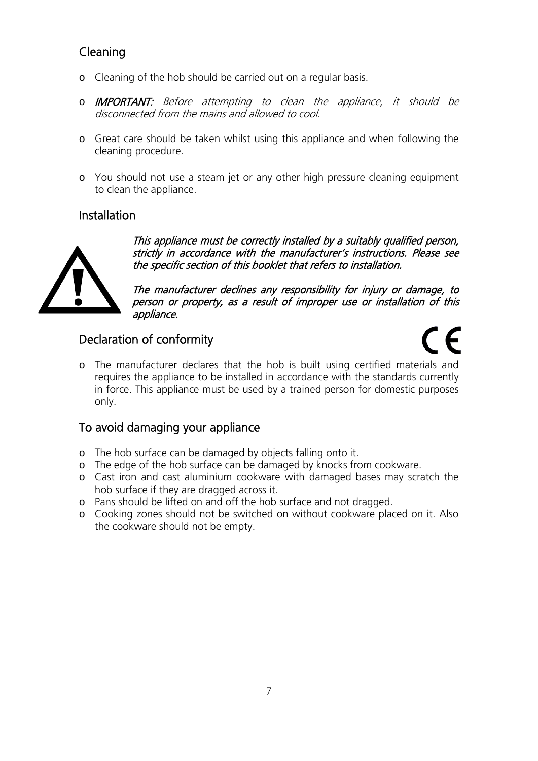## Cleaning

- Cleaning of the hob should be carried out on a regular basis.
- *IMPORTANT: Before attempting to clean the appliance, it should be disconnected from the mains and allowed to cool.*
- Great care should be taken whilst using this appliance and when following the cleaning procedure.
- You should not use a steam jet or any other high pressure cleaning equipment to clean the appliance.

## Installation

*This appliance must be correctly installed by a suitably qualified person, strictly in accordance with the manufacturer's instructions. Please see the specific section of this booklet that refers to installation.*

*The manufacturer declines any responsibility for injury or damage, to person or property, as a result of improper use or installation of this appliance.*

## Declaration of conformity

CE

- The manufacturer declares that the hob is built using certified materials and requires the appliance to be installed in accordance with the standards currently in force. This appliance must be used by a trained person for domestic purposes only.

## To avoid damaging your appliance

- The hob surface can be damaged by objects falling onto it.
- The edge of the hob surface can be damaged by knocks from cookware.
- Cast iron and cast aluminium cookware with damaged bases may scratch the hob surface if they are dragged across it.
- Pans should be lifted on and off the hob surface and not dragged.
- Cooking zones should not be switched on without cookware placed on it. Also the cookware should not be empty.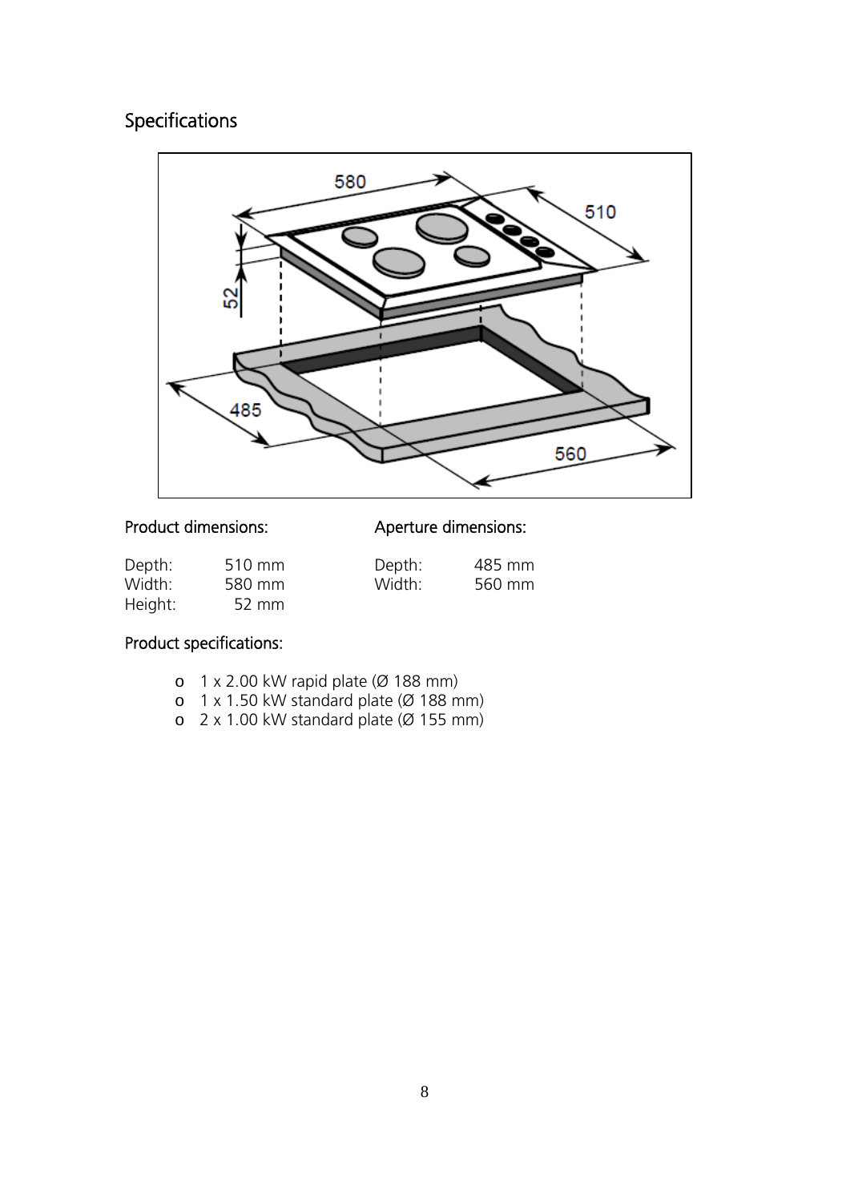# Specifications

## Product dimensions:

| | |
|---|---|
| Depth: | 510 mm |
| Width: | 580 mm |
| Height: | 52 mm |

## Aperture dimensions:

| | |
|---|---|
| Depth: | 485 mm |
| Width: | 560 mm |

## Product specifications:

- 1 x 2.00 kW rapid plate (Ø 188 mm)
- 1 x 1.50 kW standard plate (Ø 188 mm)
- 2 x 1.00 kW standard plate (Ø 155 mm)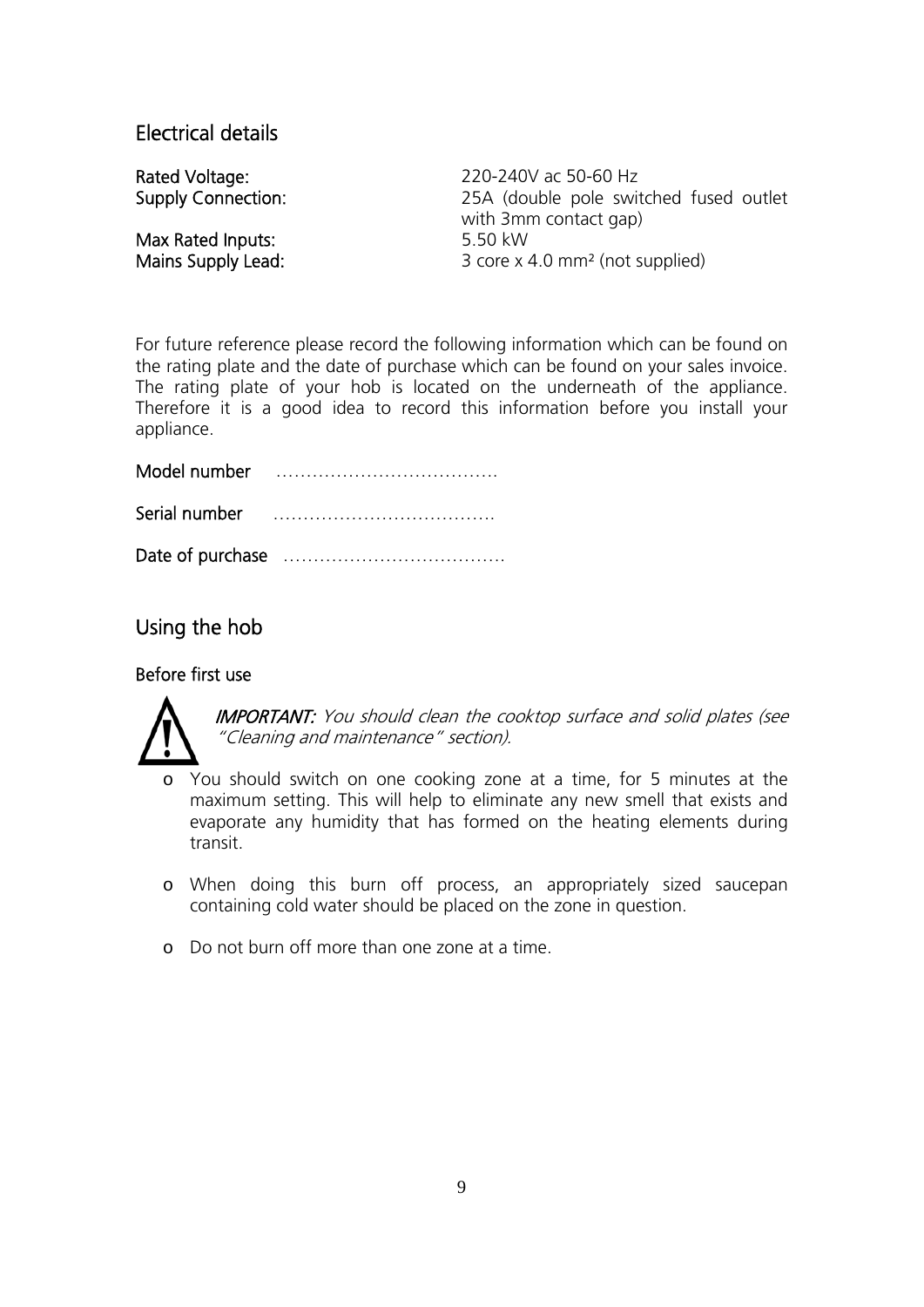## Electrical details

| | |
|---|---|
| **Rated Voltage:** | 220-240V ac 50-60 Hz |
| **Supply Connection:** | 25A (double pole switched fused outlet with 3mm contact gap) |
| **Max Rated Inputs:** | 5.50 kW |
| **Mains Supply Lead:** | 3 core x 4.0 mm² (not supplied) |

For future reference please record the following information which can be found on the rating plate and the date of purchase which can be found on your sales invoice. The rating plate of your hob is located on the underneath of the appliance. Therefore it is a good idea to record this information before you install your appliance.

**Model number** ……………………………….

**Serial number** ……………………………….

**Date of purchase** ……………………………….

## Using the hob

### Before first use

***IMPORTANT:*** *You should clean the cooktop surface and solid plates (see "Cleaning and maintenance" section).*

- You should switch on one cooking zone at a time, for 5 minutes at the maximum setting. This will help to eliminate any new smell that exists and evaporate any humidity that has formed on the heating elements during transit.
- When doing this burn off process, an appropriately sized saucepan containing cold water should be placed on the zone in question.
- Do not burn off more than one zone at a time.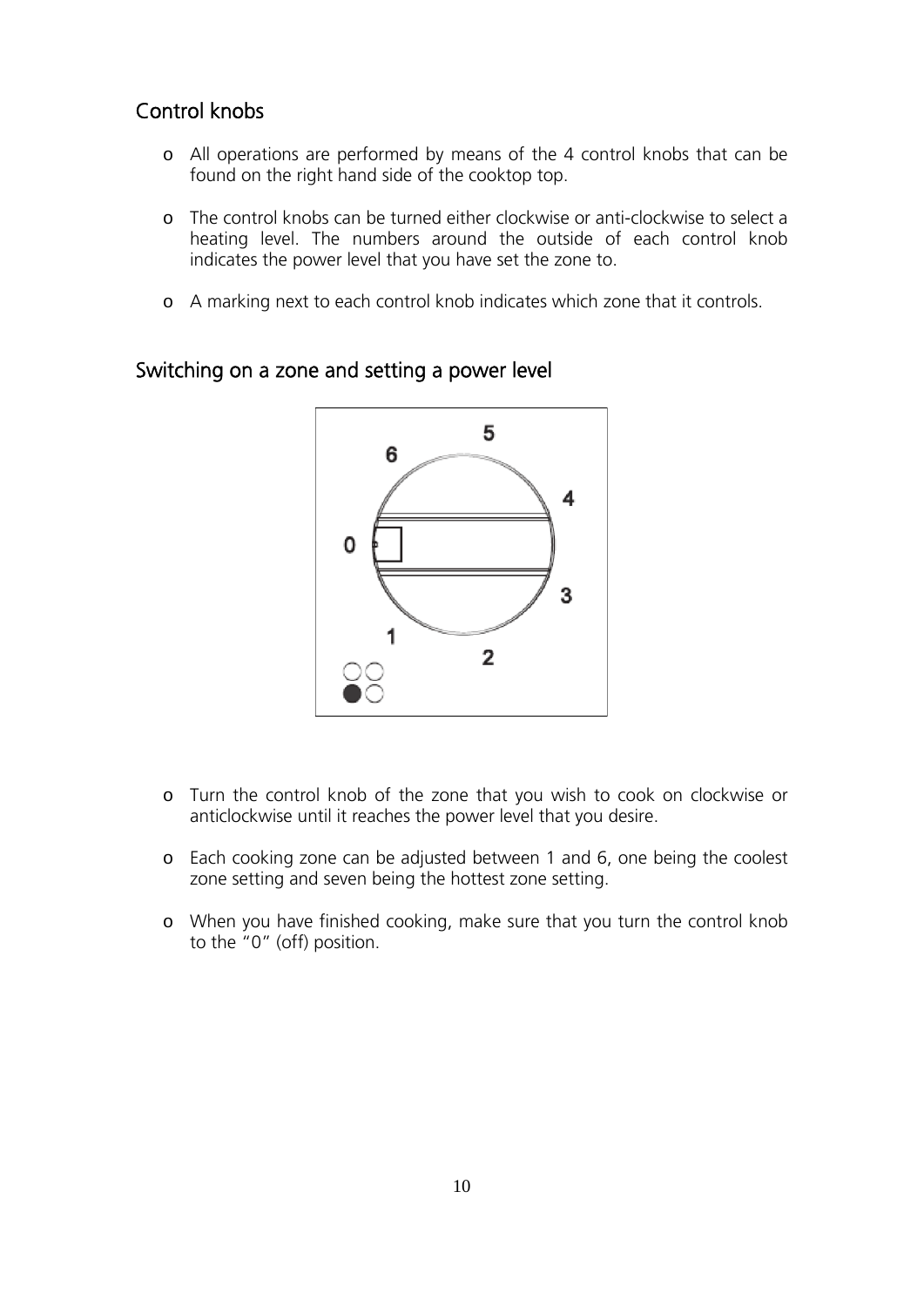## Control knobs

- All operations are performed by means of the 4 control knobs that can be found on the right hand side of the cooktop top.
- The control knobs can be turned either clockwise or anti-clockwise to select a heating level. The numbers around the outside of each control knob indicates the power level that you have set the zone to.
- A marking next to each control knob indicates which zone that it controls.

## Switching on a zone and setting a power level

- Turn the control knob of the zone that you wish to cook on clockwise or anticlockwise until it reaches the power level that you desire.
- Each cooking zone can be adjusted between 1 and 6, one being the coolest zone setting and seven being the hottest zone setting.
- When you have finished cooking, make sure that you turn the control knob to the "0" (off) position.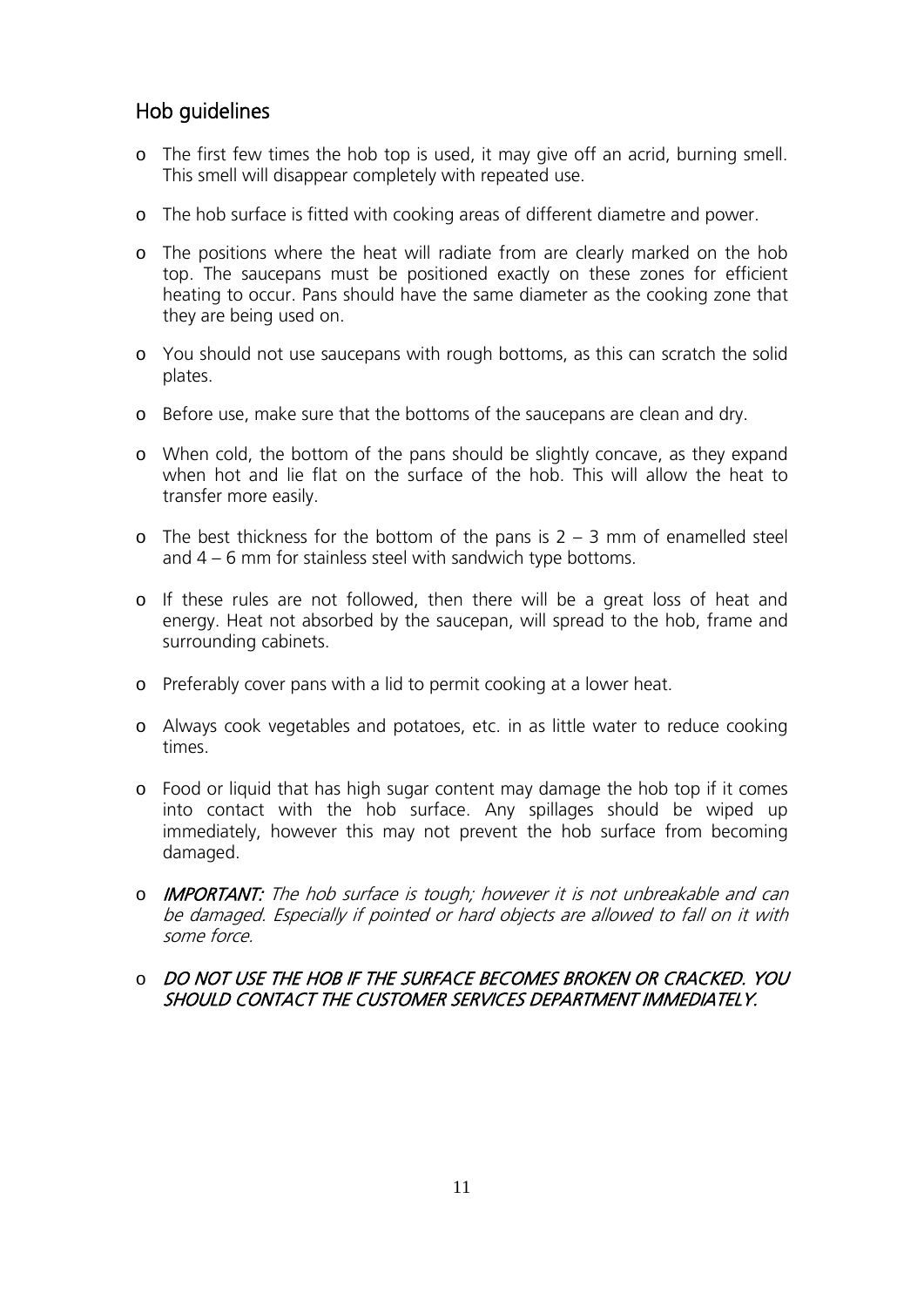## Hob guidelines

- The first few times the hob top is used, it may give off an acrid, burning smell. This smell will disappear completely with repeated use.
- The hob surface is fitted with cooking areas of different diametre and power.
- The positions where the heat will radiate from are clearly marked on the hob top. The saucepans must be positioned exactly on these zones for efficient heating to occur. Pans should have the same diameter as the cooking zone that they are being used on.
- You should not use saucepans with rough bottoms, as this can scratch the solid plates.
- Before use, make sure that the bottoms of the saucepans are clean and dry.
- When cold, the bottom of the pans should be slightly concave, as they expand when hot and lie flat on the surface of the hob. This will allow the heat to transfer more easily.
- The best thickness for the bottom of the pans is 2 – 3 mm of enamelled steel and 4 – 6 mm for stainless steel with sandwich type bottoms.
- If these rules are not followed, then there will be a great loss of heat and energy. Heat not absorbed by the saucepan, will spread to the hob, frame and surrounding cabinets.
- Preferably cover pans with a lid to permit cooking at a lower heat.
- Always cook vegetables and potatoes, etc. in as little water to reduce cooking times.
- Food or liquid that has high sugar content may damage the hob top if it comes into contact with the hob surface. Any spillages should be wiped up immediately, however this may not prevent the hob surface from becoming damaged.
- ***IMPORTANT:*** *The hob surface is tough; however it is not unbreakable and can be damaged. Especially if pointed or hard objects are allowed to fall on it with some force.*
- *DO NOT USE THE HOB IF THE SURFACE BECOMES BROKEN OR CRACKED. YOU SHOULD CONTACT THE CUSTOMER SERVICES DEPARTMENT IMMEDIATELY.*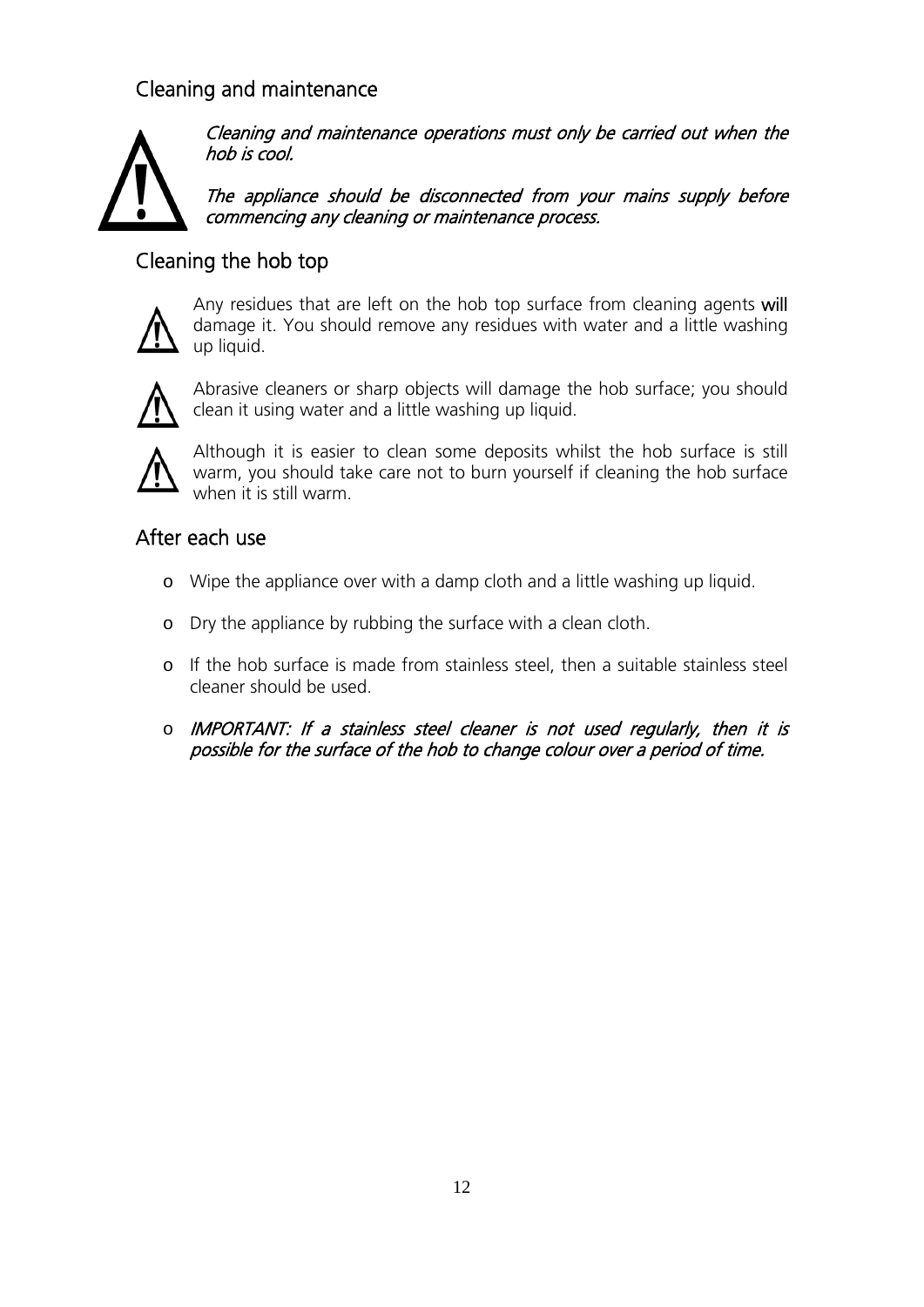## Cleaning and maintenance

*Cleaning and maintenance operations must only be carried out when the hob is cool.*

*The appliance should be disconnected from your mains supply before commencing any cleaning or maintenance process.*

## Cleaning the hob top

Any residues that are left on the hob top surface from cleaning agents **will** damage it. You should remove any residues with water and a little washing up liquid.

Abrasive cleaners or sharp objects will damage the hob surface; you should clean it using water and a little washing up liquid.

Although it is easier to clean some deposits whilst the hob surface is still warm, you should take care not to burn yourself if cleaning the hob surface when it is still warm.

## After each use

- Wipe the appliance over with a damp cloth and a little washing up liquid.
- Dry the appliance by rubbing the surface with a clean cloth.
- If the hob surface is made from stainless steel, then a suitable stainless steel cleaner should be used.
- *IMPORTANT: If a stainless steel cleaner is not used regularly, then it is possible for the surface of the hob to change colour over a period of time.*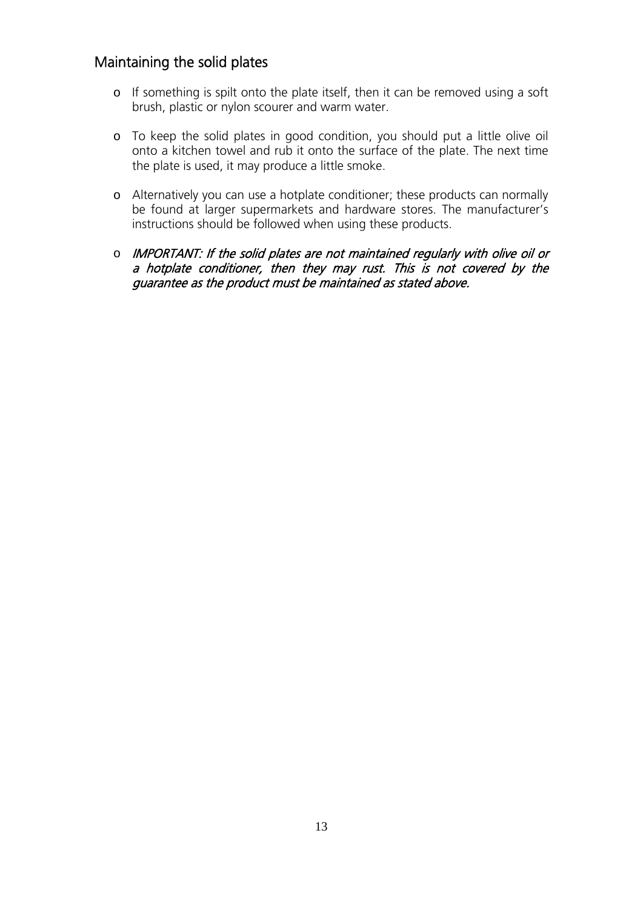## Maintaining the solid plates

- If something is spilt onto the plate itself, then it can be removed using a soft brush, plastic or nylon scourer and warm water.
- To keep the solid plates in good condition, you should put a little olive oil onto a kitchen towel and rub it onto the surface of the plate. The next time the plate is used, it may produce a little smoke.
- Alternatively you can use a hotplate conditioner; these products can normally be found at larger supermarkets and hardware stores. The manufacturer's instructions should be followed when using these products.
- *IMPORTANT: If the solid plates are not maintained regularly with olive oil or a hotplate conditioner, then they may rust. This is not covered by the guarantee as the product must be maintained as stated above.*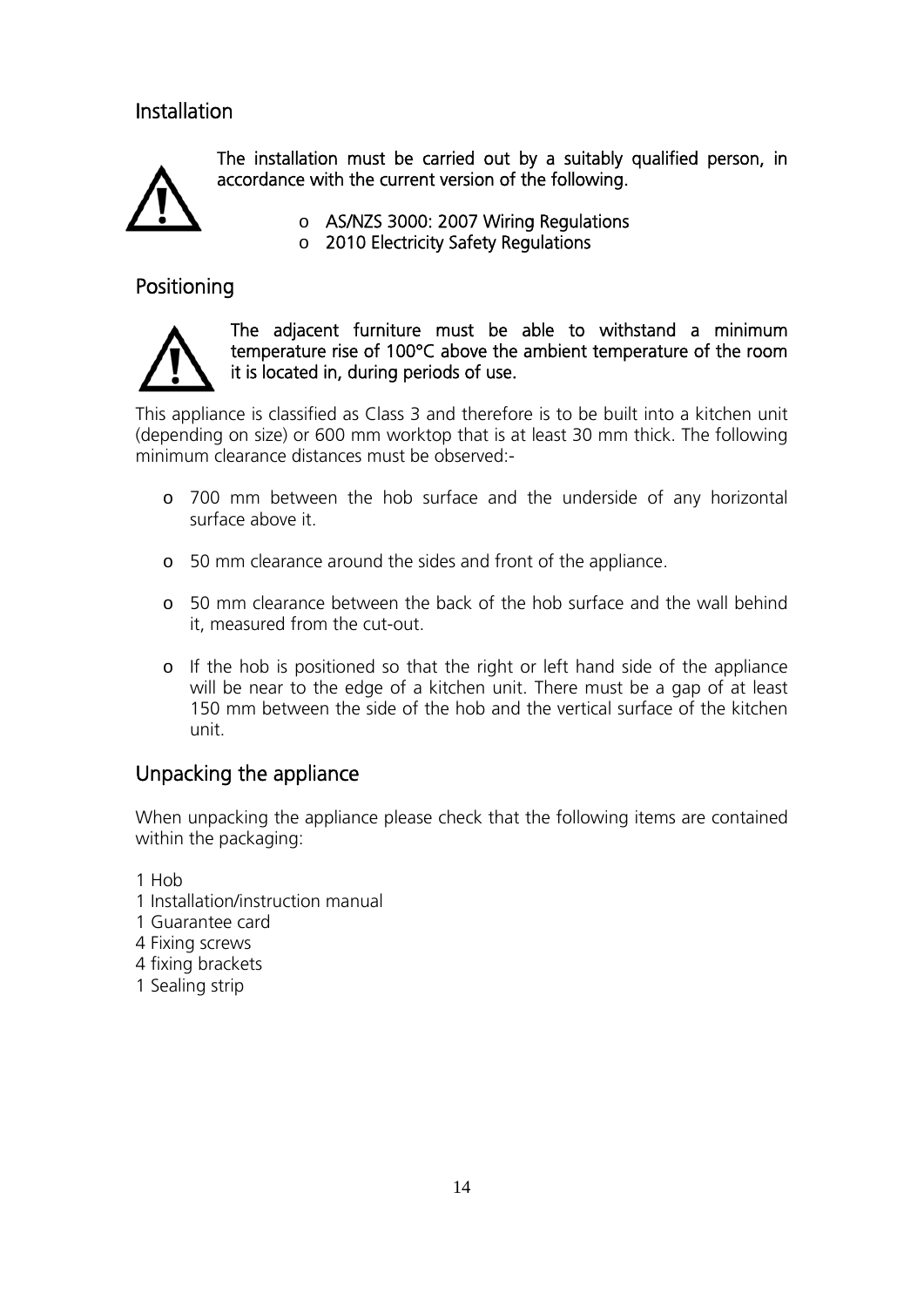## Installation

**The installation must be carried out by a suitably qualified person, in accordance with the current version of the following.**

- **AS/NZS 3000: 2007 Wiring Regulations**
- **2010 Electricity Safety Regulations**

## Positioning

**The adjacent furniture must be able to withstand a minimum temperature rise of 100°C above the ambient temperature of the room it is located in, during periods of use.**

This appliance is classified as Class 3 and therefore is to be built into a kitchen unit (depending on size) or 600 mm worktop that is at least 30 mm thick. The following minimum clearance distances must be observed:-

- 700 mm between the hob surface and the underside of any horizontal surface above it.
- 50 mm clearance around the sides and front of the appliance.
- 50 mm clearance between the back of the hob surface and the wall behind it, measured from the cut-out.
- If the hob is positioned so that the right or left hand side of the appliance will be near to the edge of a kitchen unit. There must be a gap of at least 150 mm between the side of the hob and the vertical surface of the kitchen unit.

## Unpacking the appliance

When unpacking the appliance please check that the following items are contained within the packaging:

1 Hob
1 Installation/instruction manual
1 Guarantee card
4 Fixing screws
4 fixing brackets
1 Sealing strip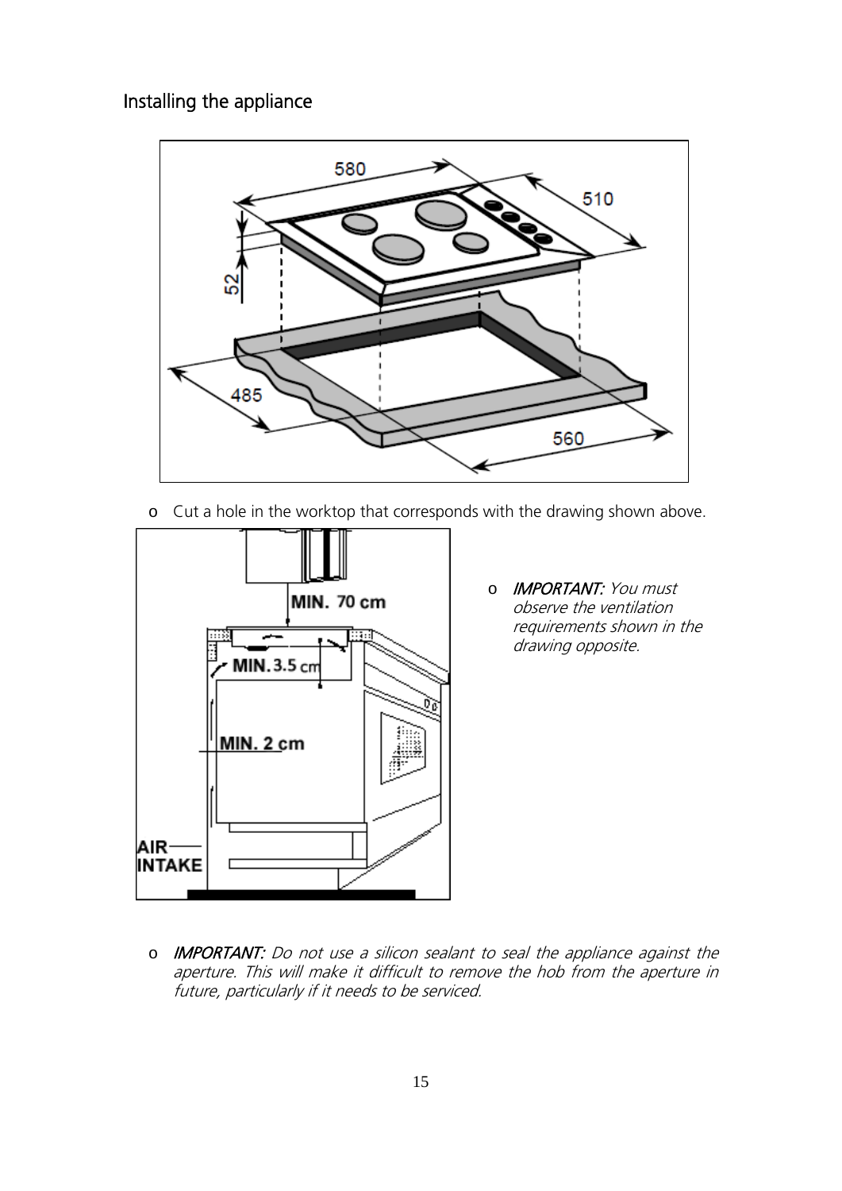## Installing the appliance

- Cut a hole in the worktop that corresponds with the drawing shown above.

- *IMPORTANT: You must observe the ventilation requirements shown in the drawing opposite.*

- *IMPORTANT: Do not use a silicon sealant to seal the appliance against the aperture. This will make it difficult to remove the hob from the aperture in future, particularly if it needs to be serviced.*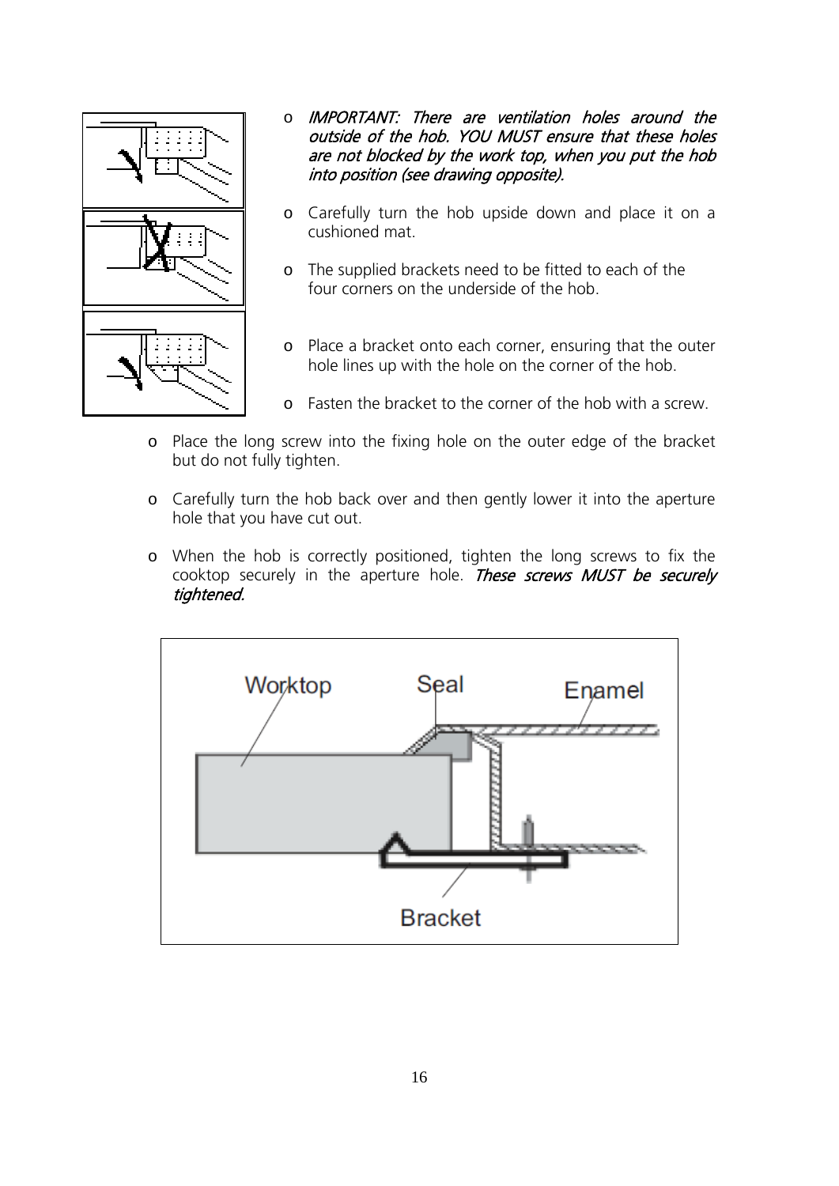- *IMPORTANT: There are ventilation holes around the outside of the hob. YOU MUST ensure that these holes are not blocked by the work top, when you put the hob into position (see drawing opposite).*
- Carefully turn the hob upside down and place it on a cushioned mat.
- The supplied brackets need to be fitted to each of the four corners on the underside of the hob.
- Place a bracket onto each corner, ensuring that the outer hole lines up with the hole on the corner of the hob.
- Fasten the bracket to the corner of the hob with a screw.
- Place the long screw into the fixing hole on the outer edge of the bracket but do not fully tighten.
- Carefully turn the hob back over and then gently lower it into the aperture hole that you have cut out.
- When the hob is correctly positioned, tighten the long screws to fix the cooktop securely in the aperture hole. *These screws MUST be securely tightened.*

Worktop Seal Enamel

Bracket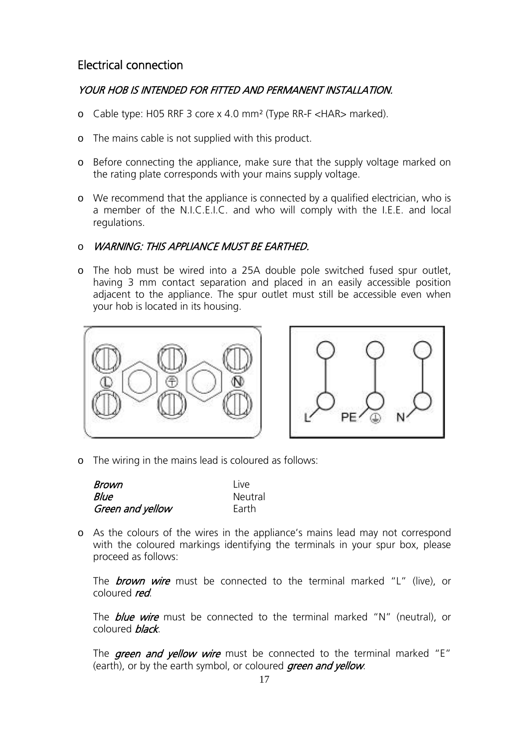## Electrical connection

*YOUR HOB IS INTENDED FOR FITTED AND PERMANENT INSTALLATION.*

- Cable type: H05 RRF 3 core x 4.0 mm² (Type RR-F <HAR> marked).
- The mains cable is not supplied with this product.
- Before connecting the appliance, make sure that the supply voltage marked on the rating plate corresponds with your mains supply voltage.
- We recommend that the appliance is connected by a qualified electrician, who is a member of the N.I.C.E.I.C. and who will comply with the I.E.E. and local regulations.
- *WARNING: THIS APPLIANCE MUST BE EARTHED.*
- The hob must be wired into a 25A double pole switched fused spur outlet, having 3 mm contact separation and placed in an easily accessible position adjacent to the appliance. The spur outlet must still be accessible even when your hob is located in its housing.

- The wiring in the mains lead is coloured as follows:

| | |
|---|---|
| *Brown* | Live |
| *Blue* | Neutral |
| *Green and yellow* | Earth |

- As the colours of the wires in the appliance's mains lead may not correspond with the coloured markings identifying the terminals in your spur box, please proceed as follows:

  The *brown wire* must be connected to the terminal marked "L" (live), or coloured *red*.

  The *blue wire* must be connected to the terminal marked "N" (neutral), or coloured *black*.

  The *green and yellow wire* must be connected to the terminal marked "E" (earth), or by the earth symbol, or coloured *green and yellow*.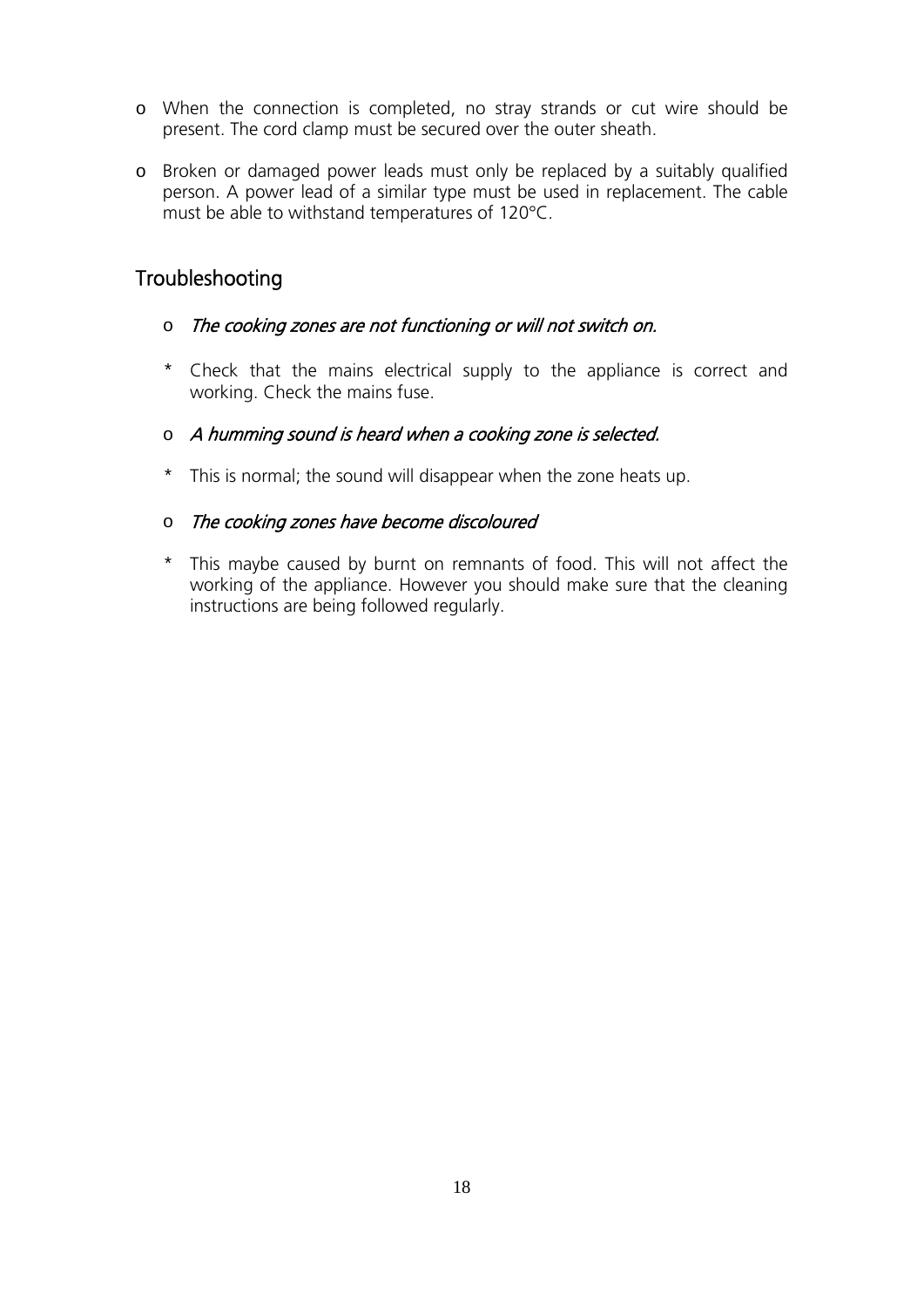- When the connection is completed, no stray strands or cut wire should be present. The cord clamp must be secured over the outer sheath.

- Broken or damaged power leads must only be replaced by a suitably qualified person. A power lead of a similar type must be used in replacement. The cable must be able to withstand temperatures of 120°C.

## Troubleshooting

- *The cooking zones are not functioning or will not switch on.*

  * Check that the mains electrical supply to the appliance is correct and working. Check the mains fuse.

- *A humming sound is heard when a cooking zone is selected.*

  * This is normal; the sound will disappear when the zone heats up.

- *The cooking zones have become discoloured*

  * This maybe caused by burnt on remnants of food. This will not affect the working of the appliance. However you should make sure that the cleaning instructions are being followed regularly.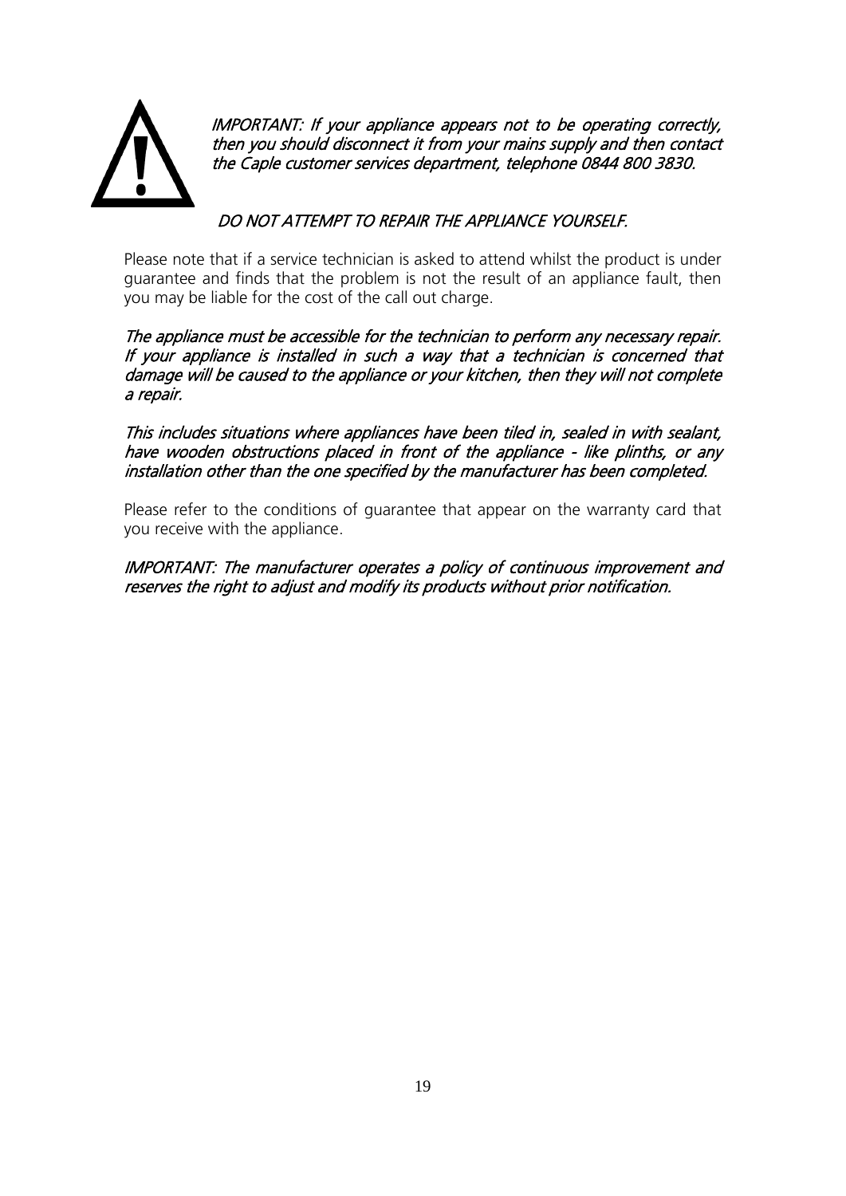*IMPORTANT: If your appliance appears not to be operating correctly, then you should disconnect it from your mains supply and then contact the Caple customer services department, telephone 0844 800 3830.*

*DO NOT ATTEMPT TO REPAIR THE APPLIANCE YOURSELF.*

Please note that if a service technician is asked to attend whilst the product is under guarantee and finds that the problem is not the result of an appliance fault, then you may be liable for the cost of the call out charge.

*The appliance must be accessible for the technician to perform any necessary repair. If your appliance is installed in such a way that a technician is concerned that damage will be caused to the appliance or your kitchen, then they will not complete a repair.*

*This includes situations where appliances have been tiled in, sealed in with sealant, have wooden obstructions placed in front of the appliance - like plinths, or any installation other than the one specified by the manufacturer has been completed.*

Please refer to the conditions of guarantee that appear on the warranty card that you receive with the appliance.

*IMPORTANT: The manufacturer operates a policy of continuous improvement and reserves the right to adjust and modify its products without prior notification.*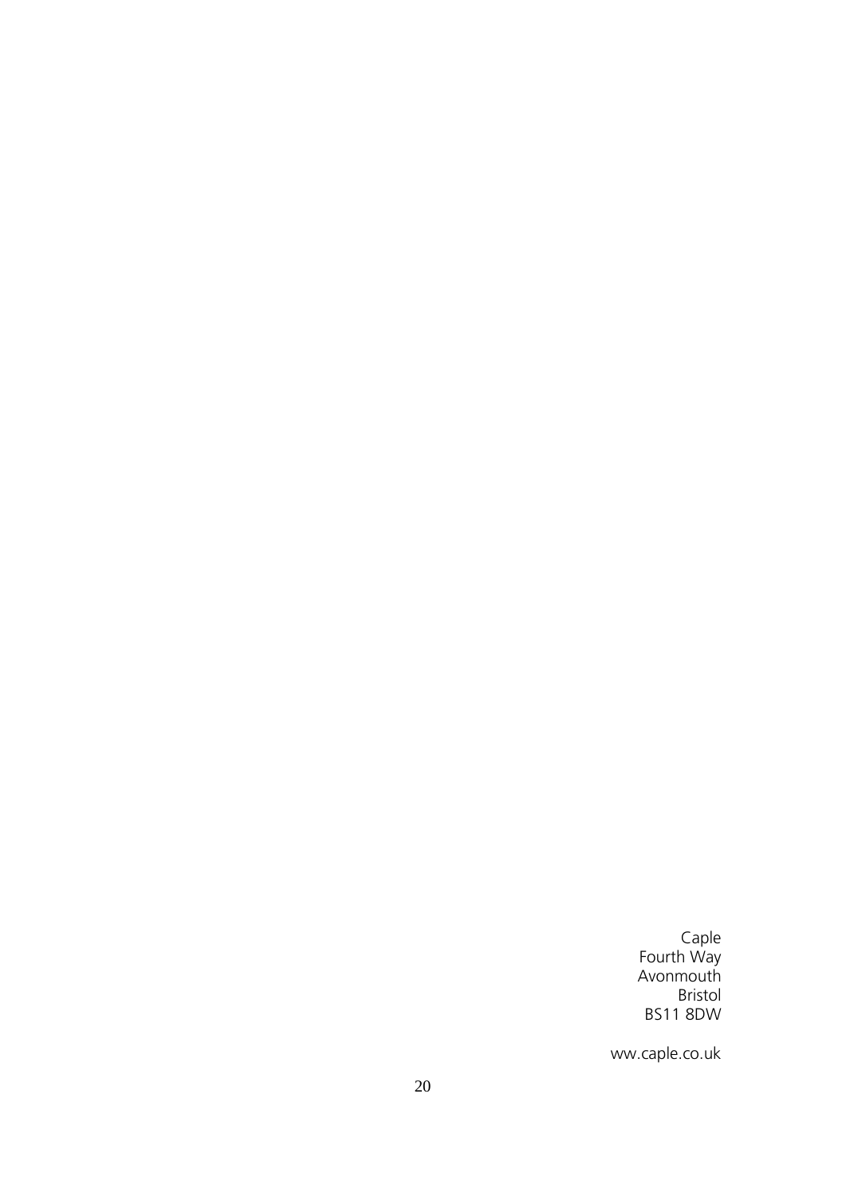Caple
Fourth Way
Avonmouth
Bristol
BS11 8DW

ww.caple.co.uk